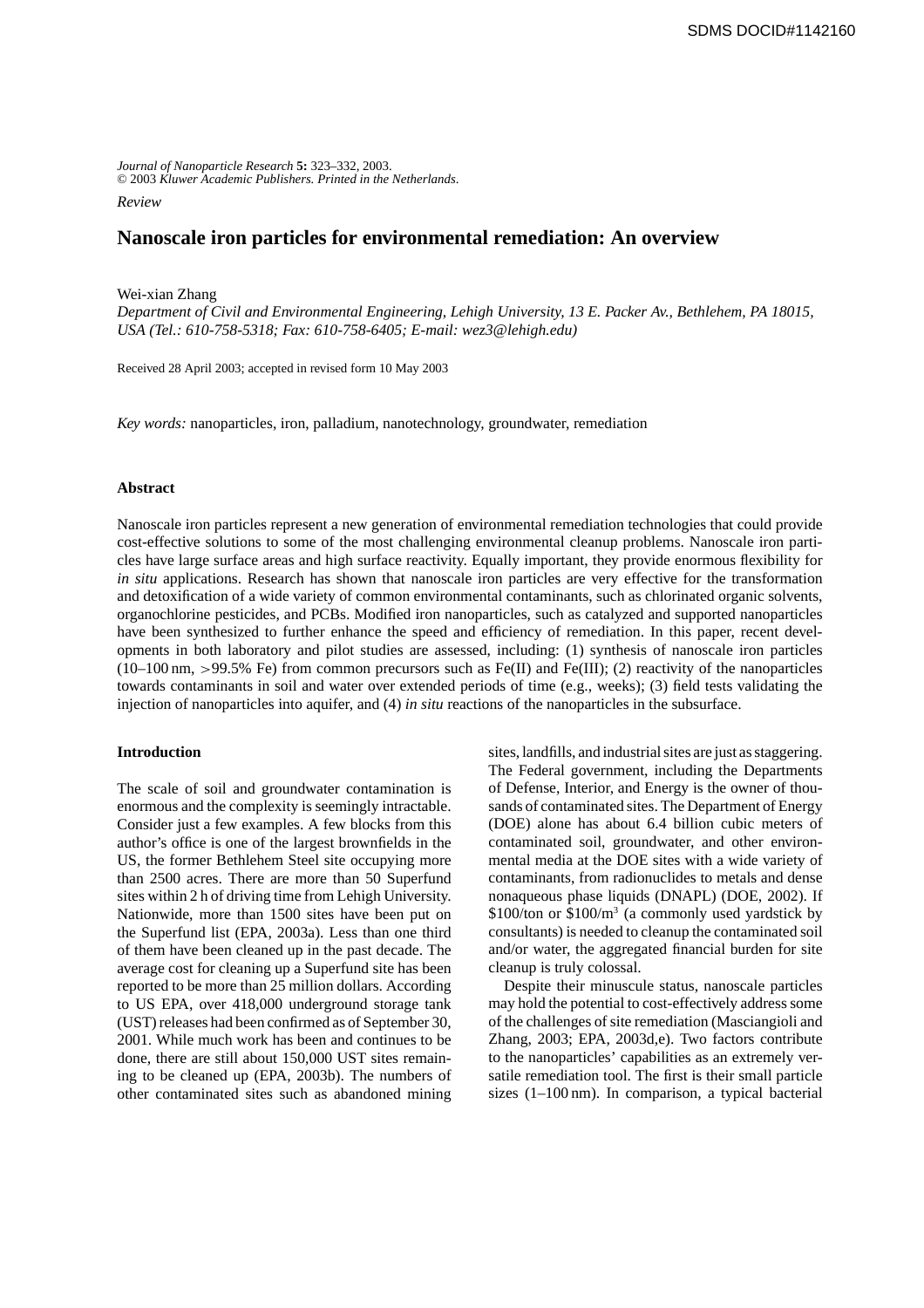*Journal of Nanoparticle Research* **5:** 323–332, 2003.
© 2003 *Kluwer Academic Publishers. Printed in the Netherlands.*

*Review*

# Nanoscale iron particles for environmental remediation: An overview

Wei-xian Zhang

*Department of Civil and Environmental Engineering, Lehigh University, 13 E. Packer Av., Bethlehem, PA 18015, USA (Tel.: 610-758-5318; Fax: 610-758-6405; E-mail: wez3@lehigh.edu)*

Received 28 April 2003; accepted in revised form 10 May 2003

*Key words:* nanoparticles, iron, palladium, nanotechnology, groundwater, remediation

## Abstract

Nanoscale iron particles represent a new generation of environmental remediation technologies that could provide cost-effective solutions to some of the most challenging environmental cleanup problems. Nanoscale iron particles have large surface areas and high surface reactivity. Equally important, they provide enormous flexibility for *in situ* applications. Research has shown that nanoscale iron particles are very effective for the transformation and detoxification of a wide variety of common environmental contaminants, such as chlorinated organic solvents, organochlorine pesticides, and PCBs. Modified iron nanoparticles, such as catalyzed and supported nanoparticles have been synthesized to further enhance the speed and efficiency of remediation. In this paper, recent developments in both laboratory and pilot studies are assessed, including: (1) synthesis of nanoscale iron particles (10–100 nm, >99.5% Fe) from common precursors such as Fe(II) and Fe(III); (2) reactivity of the nanoparticles towards contaminants in soil and water over extended periods of time (e.g., weeks); (3) field tests validating the injection of nanoparticles into aquifer, and (4) *in situ* reactions of the nanoparticles in the subsurface.

## Introduction

The scale of soil and groundwater contamination is enormous and the complexity is seemingly intractable. Consider just a few examples. A few blocks from this author's office is one of the largest brownfields in the US, the former Bethlehem Steel site occupying more than 2500 acres. There are more than 50 Superfund sites within 2 h of driving time from Lehigh University. Nationwide, more than 1500 sites have been put on the Superfund list (EPA, 2003a). Less than one third of them have been cleaned up in the past decade. The average cost for cleaning up a Superfund site has been reported to be more than 25 million dollars. According to US EPA, over 418,000 underground storage tank (UST) releases had been confirmed as of September 30, 2001. While much work has been and continues to be done, there are still about 150,000 UST sites remaining to be cleaned up (EPA, 2003b). The numbers of other contaminated sites such as abandoned mining sites, landfills, and industrial sites are just as staggering. The Federal government, including the Departments of Defense, Interior, and Energy is the owner of thousands of contaminated sites. The Department of Energy (DOE) alone has about 6.4 billion cubic meters of contaminated soil, groundwater, and other environmental media at the DOE sites with a wide variety of contaminants, from radionuclides to metals and dense nonaqueous phase liquids (DNAPL) (DOE, 2002). If \$100/ton or \$100/$m^3$ (a commonly used yardstick by consultants) is needed to cleanup the contaminated soil and/or water, the aggregated financial burden for site cleanup is truly colossal.

Despite their minuscule status, nanoscale particles may hold the potential to cost-effectively address some of the challenges of site remediation (Masciangioli and Zhang, 2003; EPA, 2003d,e). Two factors contribute to the nanoparticles' capabilities as an extremely versatile remediation tool. The first is their small particle sizes (1–100 nm). In comparison, a typical bacterial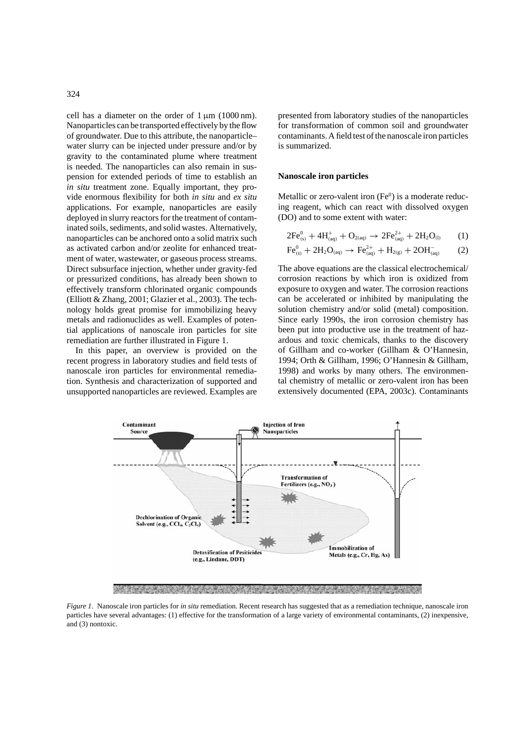cell has a diameter on the order of 1 μm (1000 nm). Nanoparticles can be transported effectively by the flow of groundwater. Due to this attribute, the nanoparticle–water slurry can be injected under pressure and/or by gravity to the contaminated plume where treatment is needed. The nanoparticles can also remain in suspension for extended periods of time to establish an *in situ* treatment zone. Equally important, they provide enormous flexibility for both *in situ* and *ex situ* applications. For example, nanoparticles are easily deployed in slurry reactors for the treatment of contaminated soils, sediments, and solid wastes. Alternatively, nanoparticles can be anchored onto a solid matrix such as activated carbon and/or zeolite for enhanced treatment of water, wastewater, or gaseous process streams. Direct subsurface injection, whether under gravity-fed or pressurized conditions, has already been shown to effectively transform chlorinated organic compounds (Elliott & Zhang, 2001; Glazier et al., 2003). The technology holds great promise for immobilizing heavy metals and radionuclides as well. Examples of potential applications of nanoscale iron particles for site remediation are further illustrated in Figure 1.

In this paper, an overview is provided on the recent progress in laboratory studies and field tests of nanoscale iron particles for environmental remediation. Synthesis and characterization of supported and unsupported nanoparticles are reviewed. Examples are presented from laboratory studies of the nanoparticles for transformation of common soil and groundwater contaminants. A field test of the nanoscale iron particles is summarized.

### Nanoscale iron particles

Metallic or zero-valent iron ($Fe^0$) is a moderate reducing reagent, which can react with dissolved oxygen (DO) and to some extent with water:

$$2Fe^0_{(s)} + 4H^+_{(aq)} + O_{2(aq)} \rightarrow 2Fe^{2+}_{(aq)} + 2H_2O_{(l)} \quad (1)$$

$$Fe^0_{(s)} + 2H_2O_{(aq)} \rightarrow Fe^{2+}_{(aq)} + H_{2(g)} + 2OH^-_{(aq)} \quad (2)$$

The above equations are the classical electrochemical/corrosion reactions by which iron is oxidized from exposure to oxygen and water. The corrosion reactions can be accelerated or inhibited by manipulating the solution chemistry and/or solid (metal) composition. Since early 1990s, the iron corrosion chemistry has been put into productive use in the treatment of hazardous and toxic chemicals, thanks to the discovery of Gillham and co-worker (Gillham & O'Hannesin, 1994; Orth & Gillham, 1996; O'Hannesin & Gillham, 1998) and works by many others. The environmental chemistry of metallic or zero-valent iron has been extensively documented (EPA, 2003c). Contaminants

*Figure 1*. Nanoscale iron particles for *in situ* remediation. Recent research has suggested that as a remediation technique, nanoscale iron particles have several advantages: (1) effective for the transformation of a large variety of environmental contaminants, (2) inexpensive, and (3) nontoxic.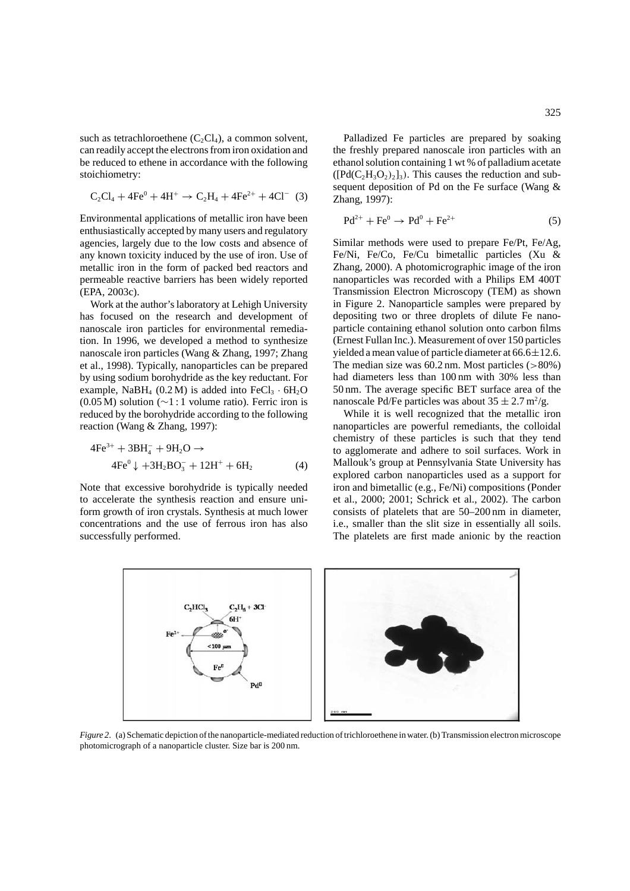such as tetrachloroethene ($C_2Cl_4$), a common solvent, can readily accept the electrons from iron oxidation and be reduced to ethene in accordance with the following stoichiometry:

$$C_2Cl_4 + 4Fe^0 + 4H^+ \rightarrow C_2H_4 + 4Fe^{2+} + 4Cl^- \quad (3)$$

Environmental applications of metallic iron have been enthusiastically accepted by many users and regulatory agencies, largely due to the low costs and absence of any known toxicity induced by the use of iron. Use of metallic iron in the form of packed bed reactors and permeable reactive barriers has been widely reported (EPA, 2003c).

Work at the author's laboratory at Lehigh University has focused on the research and development of nanoscale iron particles for environmental remediation. In 1996, we developed a method to synthesize nanoscale iron particles (Wang & Zhang, 1997; Zhang et al., 1998). Typically, nanoparticles can be prepared by using sodium borohydride as the key reductant. For example, $NaBH_4$ (0.2 M) is added into $FeCl_3 \cdot 6H_2O$ (0.05 M) solution (~1 : 1 volume ratio). Ferric iron is reduced by the borohydride according to the following reaction (Wang & Zhang, 1997):

$$4Fe^{3+} + 3BH_4^- + 9H_2O \rightarrow 4Fe^0 \downarrow + 3H_2BO_3^- + 12H^+ + 6H_2 \quad (4)$$

Note that excessive borohydride is typically needed to accelerate the synthesis reaction and ensure uniform growth of iron crystals. Synthesis at much lower concentrations and the use of ferrous iron has also successfully performed.

Palladized Fe particles are prepared by soaking the freshly prepared nanoscale iron particles with an ethanol solution containing 1 wt % of palladium acetate ($[Pd(C_2H_3O_2)_2]_3$). This causes the reduction and subsequent deposition of Pd on the Fe surface (Wang & Zhang, 1997):

$$Pd^{2+} + Fe^0 \rightarrow Pd^0 + Fe^{2+} \quad (5)$$

Similar methods were used to prepare Fe/Pt, Fe/Ag, Fe/Ni, Fe/Co, Fe/Cu bimetallic particles (Xu & Zhang, 2000). A photomicrographic image of the iron nanoparticles was recorded with a Philips EM 400T Transmission Electron Microscopy (TEM) as shown in Figure 2. Nanoparticle samples were prepared by depositing two or three droplets of dilute Fe nanoparticle containing ethanol solution onto carbon films (Ernest Fullan Inc.). Measurement of over 150 particles yielded a mean value of particle diameter at 66.6±12.6. The median size was 60.2 nm. Most particles (>80%) had diameters less than 100 nm with 30% less than 50 nm. The average specific BET surface area of the nanoscale Pd/Fe particles was about $35 \pm 2.7$ m$^2$/g.

While it is well recognized that the metallic iron nanoparticles are powerful remediants, the colloidal chemistry of these particles is such that they tend to agglomerate and adhere to soil surfaces. Work in Mallouk's group at Pennsylvania State University has explored carbon nanoparticles used as a support for iron and bimetallic (e.g., Fe/Ni) compositions (Ponder et al., 2000; 2001; Schrick et al., 2002). The carbon consists of platelets that are 50–200 nm in diameter, i.e., smaller than the slit size in essentially all soils. The platelets are first made anionic by the reaction

*Figure 2.* (a) Schematic depiction of the nanoparticle-mediated reduction of trichloroethene in water. (b) Transmission electron microscope photomicrograph of a nanoparticle cluster. Size bar is 200 nm.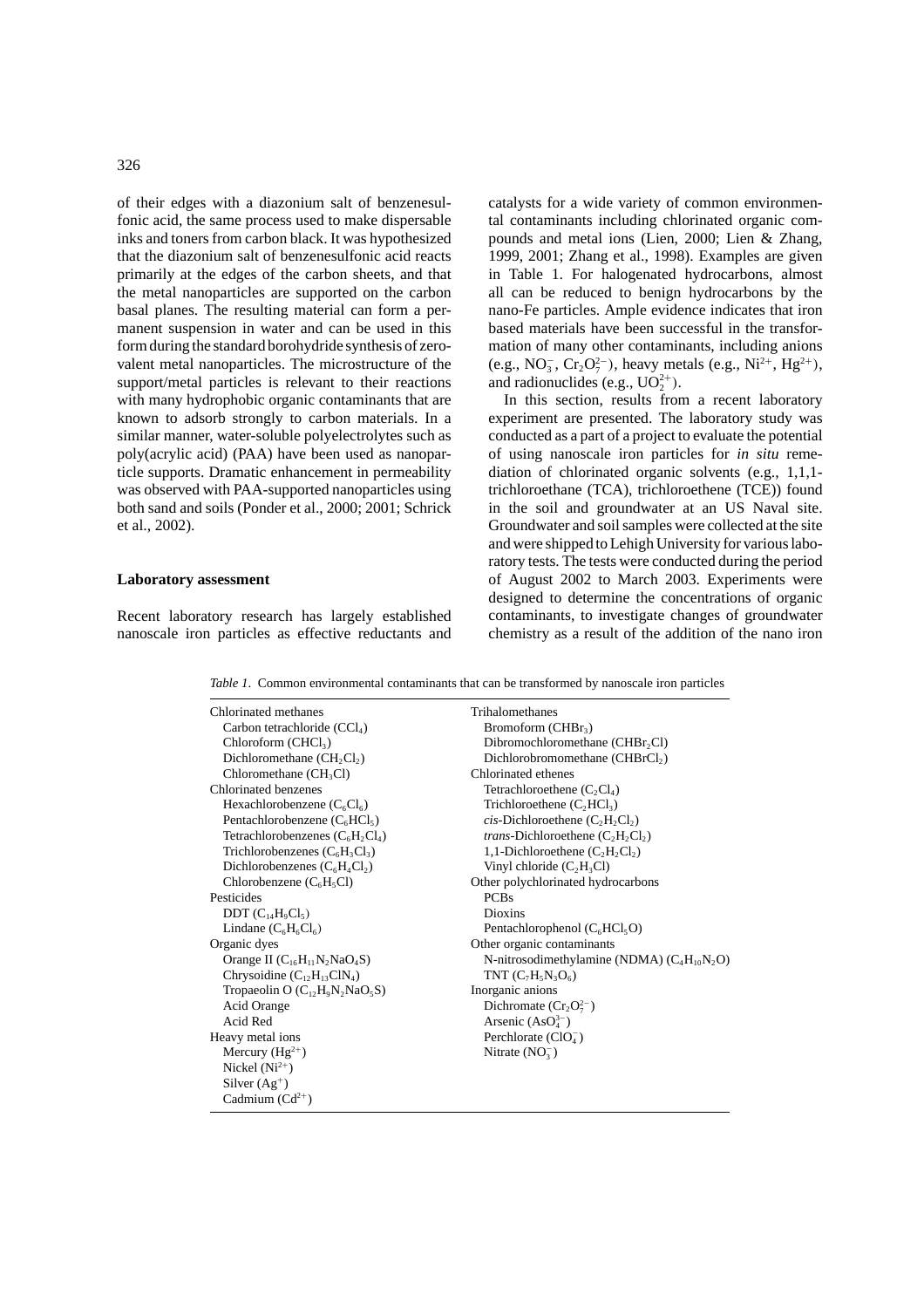of their edges with a diazonium salt of benzenesulfonic acid, the same process used to make dispersable inks and toners from carbon black. It was hypothesized that the diazonium salt of benzenesulfonic acid reacts primarily at the edges of the carbon sheets, and that the metal nanoparticles are supported on the carbon basal planes. The resulting material can form a permanent suspension in water and can be used in this form during the standard borohydride synthesis of zero-valent metal nanoparticles. The microstructure of the support/metal particles is relevant to their reactions with many hydrophobic organic contaminants that are known to adsorb strongly to carbon materials. In a similar manner, water-soluble polyelectrolytes such as poly(acrylic acid) (PAA) have been used as nanoparticle supports. Dramatic enhancement in permeability was observed with PAA-supported nanoparticles using both sand and soils (Ponder et al., 2000; 2001; Schrick et al., 2002).

## Laboratory assessment

Recent laboratory research has largely established nanoscale iron particles as effective reductants and catalysts for a wide variety of common environmental contaminants including chlorinated organic compounds and metal ions (Lien, 2000; Lien & Zhang, 1999, 2001; Zhang et al., 1998). Examples are given in Table 1. For halogenated hydrocarbons, almost all can be reduced to benign hydrocarbons by the nano-Fe particles. Ample evidence indicates that iron based materials have been successful in the transformation of many other contaminants, including anions (e.g., $NO_3^-$, $Cr_2O_7^{2-}$), heavy metals (e.g., $Ni^{2+}$, $Hg^{2+}$), and radionuclides (e.g., $UO_2^{2+}$).

In this section, results from a recent laboratory experiment are presented. The laboratory study was conducted as a part of a project to evaluate the potential of using nanoscale iron particles for *in situ* remediation of chlorinated organic solvents (e.g., 1,1,1-trichloroethane (TCA), trichloroethene (TCE)) found in the soil and groundwater at an US Naval site. Groundwater and soil samples were collected at the site and were shipped to Lehigh University for various laboratory tests. The tests were conducted during the period of August 2002 to March 2003. Experiments were designed to determine the concentrations of organic contaminants, to investigate changes of groundwater chemistry as a result of the addition of the nano iron

*Table 1.* Common environmental contaminants that can be transformed by nanoscale iron particles

| | |
|---|---|
| Chlorinated methanes | Trihalomethanes |
| Carbon tetrachloride ($CCl_4$) | Bromoform ($CHBr_3$) |
| Chloroform ($CHCl_3$) | Dibromochloromethane ($CHBr_2Cl$) |
| Dichloromethane ($CH_2Cl_2$) | Dichlorobromomethane ($CHBrCl_2$) |
| Chloromethane ($CH_3Cl$) | Chlorinated ethenes |
| Chlorinated benzenes | Tetrachloroethene ($C_2Cl_4$) |
| Hexachlorobenzene ($C_6Cl_6$) | Trichloroethene ($C_2HCl_3$) |
| Pentachlorobenzene ($C_6HCl_5$) | *cis*-Dichloroethene ($C_2H_2Cl_2$) |
| Tetrachlorobenzenes ($C_6H_2Cl_4$) | *trans*-Dichloroethene ($C_2H_2Cl_2$) |
| Trichlorobenzenes ($C_6H_3Cl_3$) | 1,1-Dichloroethene ($C_2H_2Cl_2$) |
| Dichlorobenzenes ($C_6H_4Cl_2$) | Vinyl chloride ($C_2H_3Cl$) |
| Chlorobenzene ($C_6H_5Cl$) | Other polychlorinated hydrocarbons |
| Pesticides | PCBs |
| DDT ($C_{14}H_9Cl_5$) | Dioxins |
| Lindane ($C_6H_6Cl_6$) | Pentachlorophenol ($C_6HCl_5O$) |
| Organic dyes | Other organic contaminants |
| Orange II ($C_{16}H_{11}N_2NaO_4S$) | N-nitrosodimethylamine (NDMA) ($C_4H_{10}N_2O$) |
| Chrysoidine ($C_{12}H_{13}ClN_4$) | TNT ($C_7H_5N_3O_6$) |
| Tropaeolin O ($C_{12}H_9N_2NaO_5S$) | Inorganic anions |
| Acid Orange | Dichromate ($Cr_2O_7^{2-}$) |
| Acid Red | Arsenic ($AsO_4^{3-}$) |
| Heavy metal ions | Perchlorate ($ClO_4^-$) |
| Mercury ($Hg^{2+}$) | Nitrate ($NO_3^-$) |
| Nickel ($Ni^{2+}$) | |
| Silver ($Ag^+$) | |
| Cadmium ($Cd^{2+}$) | |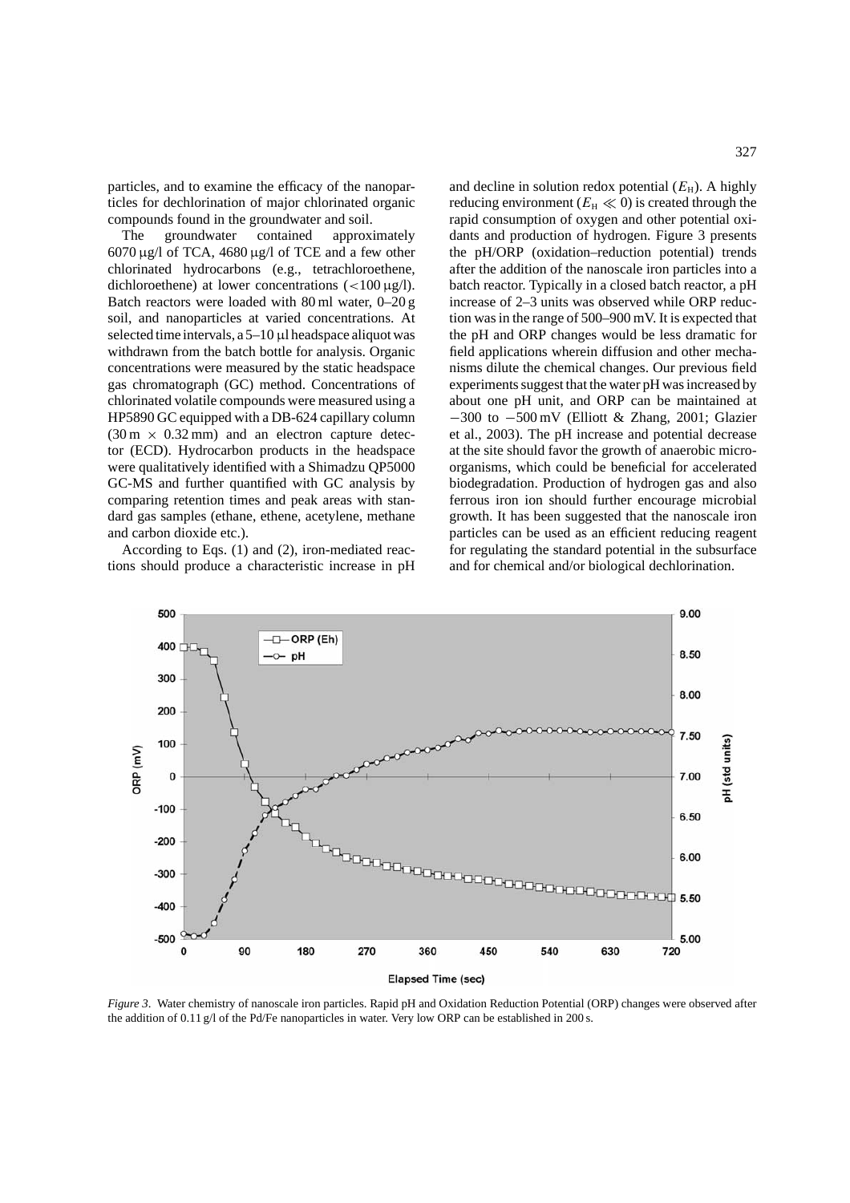particles, and to examine the efficacy of the nanoparticles for dechlorination of major chlorinated organic compounds found in the groundwater and soil.

The groundwater contained approximately 6070 μg/l of TCA, 4680 μg/l of TCE and a few other chlorinated hydrocarbons (e.g., tetrachloroethene, dichloroethene) at lower concentrations (<100 μg/l). Batch reactors were loaded with 80 ml water, 0–20 g soil, and nanoparticles at varied concentrations. At selected time intervals, a 5–10 μl headspace aliquot was withdrawn from the batch bottle for analysis. Organic concentrations were measured by the static headspace gas chromatograph (GC) method. Concentrations of chlorinated volatile compounds were measured using a HP5890 GC equipped with a DB-624 capillary column (30 m × 0.32 mm) and an electron capture detector (ECD). Hydrocarbon products in the headspace were qualitatively identified with a Shimadzu QP5000 GC-MS and further quantified with GC analysis by comparing retention times and peak areas with standard gas samples (ethane, ethene, acetylene, methane and carbon dioxide etc.).

According to Eqs. (1) and (2), iron-mediated reactions should produce a characteristic increase in pH and decline in solution redox potential ($E_H$). A highly reducing environment ($E_H \ll 0$) is created through the rapid consumption of oxygen and other potential oxidants and production of hydrogen. Figure 3 presents the pH/ORP (oxidation–reduction potential) trends after the addition of the nanoscale iron particles into a batch reactor. Typically in a closed batch reactor, a pH increase of 2–3 units was observed while ORP reduction was in the range of 500–900 mV. It is expected that the pH and ORP changes would be less dramatic for field applications wherein diffusion and other mechanisms dilute the chemical changes. Our previous field experiments suggest that the water pH was increased by about one pH unit, and ORP can be maintained at −300 to −500 mV (Elliott & Zhang, 2001; Glazier et al., 2003). The pH increase and potential decrease at the site should favor the growth of anaerobic microorganisms, which could be beneficial for accelerated biodegradation. Production of hydrogen gas and also ferrous iron ion should further encourage microbial growth. It has been suggested that the nanoscale iron particles can be used as an efficient reducing reagent for regulating the standard potential in the subsurface and for chemical and/or biological dechlorination.

*Figure 3*. Water chemistry of nanoscale iron particles. Rapid pH and Oxidation Reduction Potential (ORP) changes were observed after the addition of 0.11 g/l of the Pd/Fe nanoparticles in water. Very low ORP can be established in 200 s.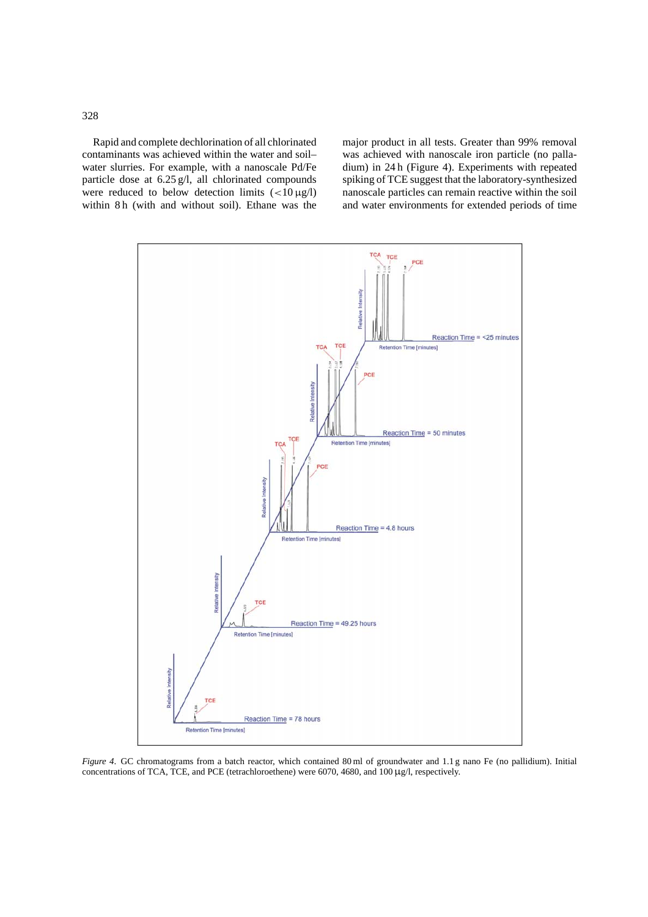Rapid and complete dechlorination of all chlorinated contaminants was achieved within the water and soil–water slurries. For example, with a nanoscale Pd/Fe particle dose at 6.25 g/l, all chlorinated compounds were reduced to below detection limits ($<10\,\mu$g/l) within 8 h (with and without soil). Ethane was the major product in all tests. Greater than 99% removal was achieved with nanoscale iron particle (no palladium) in 24 h (Figure 4). Experiments with repeated spiking of TCE suggest that the laboratory-synthesized nanoscale particles can remain reactive within the soil and water environments for extended periods of time

*Figure 4.* GC chromatograms from a batch reactor, which contained 80 ml of groundwater and 1.1 g nano Fe (no pallidium). Initial concentrations of TCA, TCE, and PCE (tetrachloroethene) were 6070, 4680, and 100 $\mu$g/l, respectively.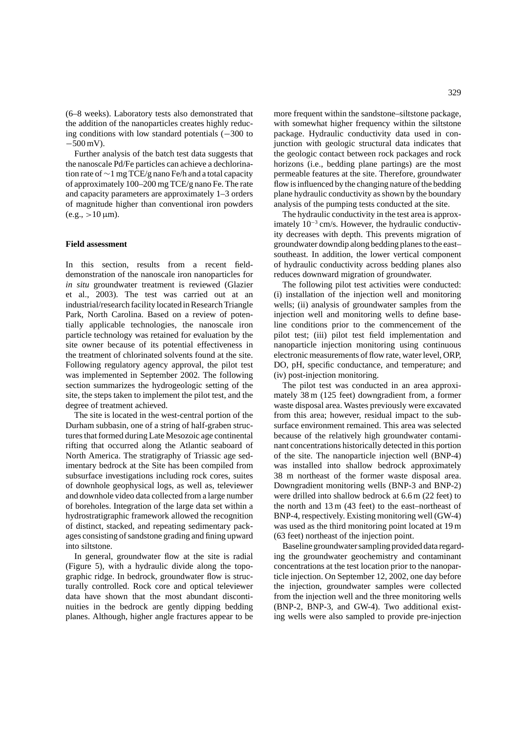(6–8 weeks). Laboratory tests also demonstrated that the addition of the nanoparticles creates highly reducing conditions with low standard potentials ($-300$ to $-500$ mV).

Further analysis of the batch test data suggests that the nanoscale Pd/Fe particles can achieve a dechlorination rate of $\sim$1 mg TCE/g nano Fe/h and a total capacity of approximately 100–200 mg TCE/g nano Fe. The rate and capacity parameters are approximately 1–3 orders of magnitude higher than conventional iron powders (e.g., $>10\,\mu$m).

**Field assessment**

In this section, results from a recent field-demonstration of the nanoscale iron nanoparticles for *in situ* groundwater treatment is reviewed (Glazier et al., 2003). The test was carried out at an industrial/research facility located in Research Triangle Park, North Carolina. Based on a review of potentially applicable technologies, the nanoscale iron particle technology was retained for evaluation by the site owner because of its potential effectiveness in the treatment of chlorinated solvents found at the site. Following regulatory agency approval, the pilot test was implemented in September 2002. The following section summarizes the hydrogeologic setting of the site, the steps taken to implement the pilot test, and the degree of treatment achieved.

The site is located in the west-central portion of the Durham subbasin, one of a string of half-graben structures that formed during Late Mesozoic age continental rifting that occurred along the Atlantic seaboard of North America. The stratigraphy of Triassic age sedimentary bedrock at the Site has been compiled from subsurface investigations including rock cores, suites of downhole geophysical logs, as well as, televiewer and downhole video data collected from a large number of boreholes. Integration of the large data set within a hydrostratigraphic framework allowed the recognition of distinct, stacked, and repeating sedimentary packages consisting of sandstone grading and fining upward into siltstone.

In general, groundwater flow at the site is radial (Figure 5), with a hydraulic divide along the topographic ridge. In bedrock, groundwater flow is structurally controlled. Rock core and optical televiewer data have shown that the most abundant discontinuities in the bedrock are gently dipping bedding planes. Although, higher angle fractures appear to be more frequent within the sandstone–siltstone package, with somewhat higher frequency within the siltstone package. Hydraulic conductivity data used in conjunction with geologic structural data indicates that the geologic contact between rock packages and rock horizons (i.e., bedding plane partings) are the most permeable features at the site. Therefore, groundwater flow is influenced by the changing nature of the bedding plane hydraulic conductivity as shown by the boundary analysis of the pumping tests conducted at the site.

The hydraulic conductivity in the test area is approximately $10^{-3}$ cm/s. However, the hydraulic conductivity decreases with depth. This prevents migration of groundwater downdip along bedding planes to the east–southeast. In addition, the lower vertical component of hydraulic conductivity across bedding planes also reduces downward migration of groundwater.

The following pilot test activities were conducted: (i) installation of the injection well and monitoring wells; (ii) analysis of groundwater samples from the injection well and monitoring wells to define baseline conditions prior to the commencement of the pilot test; (iii) pilot test field implementation and nanoparticle injection monitoring using continuous electronic measurements of flow rate, water level, ORP, DO, pH, specific conductance, and temperature; and (iv) post-injection monitoring.

The pilot test was conducted in an area approximately 38 m (125 feet) downgradient from, a former waste disposal area. Wastes previously were excavated from this area; however, residual impact to the subsurface environment remained. This area was selected because of the relatively high groundwater contaminant concentrations historically detected in this portion of the site. The nanoparticle injection well (BNP-4) was installed into shallow bedrock approximately 38 m northeast of the former waste disposal area. Downgradient monitoring wells (BNP-3 and BNP-2) were drilled into shallow bedrock at 6.6 m (22 feet) to the north and 13 m (43 feet) to the east–northeast of BNP-4, respectively. Existing monitoring well (GW-4) was used as the third monitoring point located at 19 m (63 feet) northeast of the injection point.

Baseline groundwater sampling provided data regarding the groundwater geochemistry and contaminant concentrations at the test location prior to the nanoparticle injection. On September 12, 2002, one day before the injection, groundwater samples were collected from the injection well and the three monitoring wells (BNP-2, BNP-3, and GW-4). Two additional existing wells were also sampled to provide pre-injection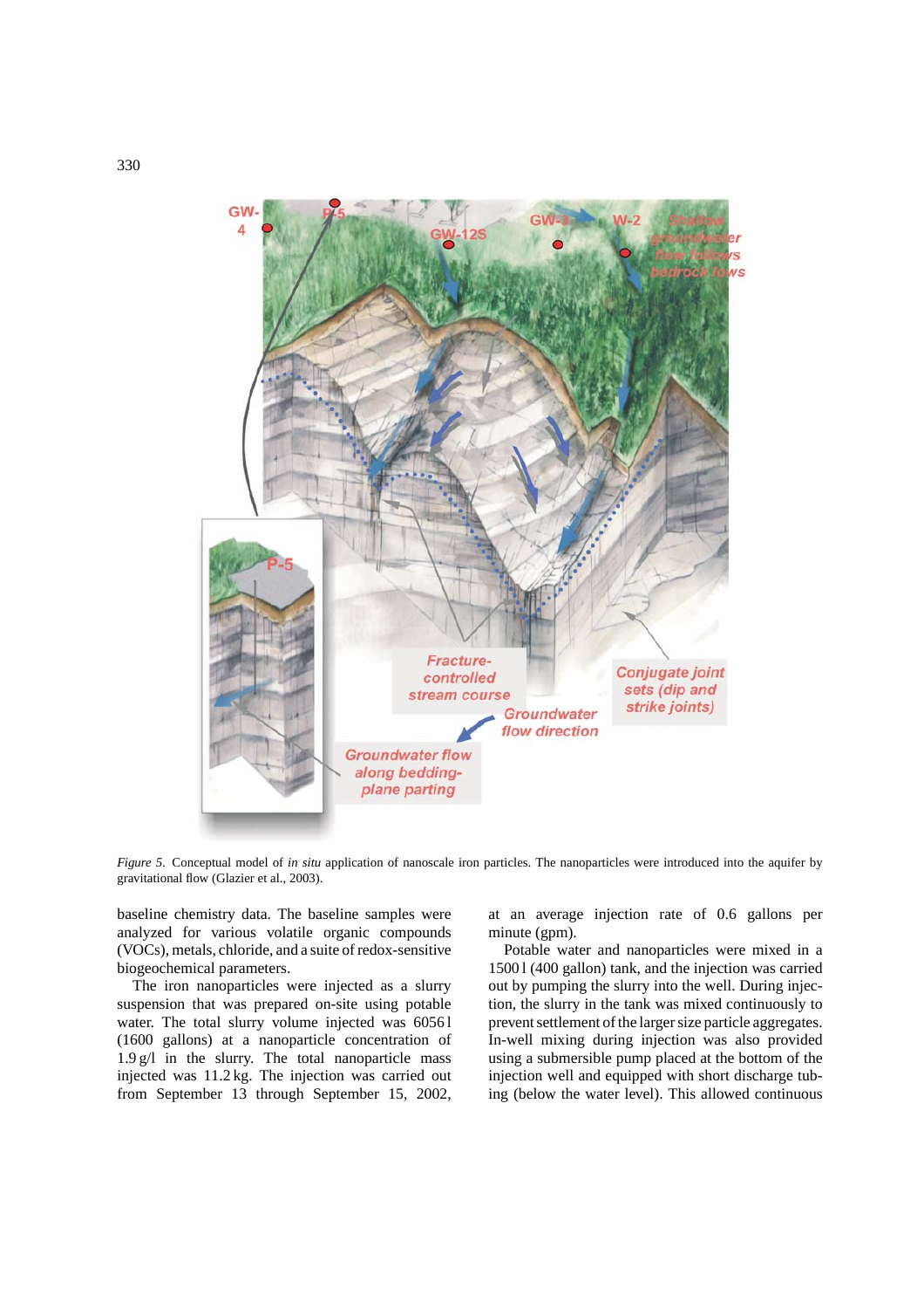*Figure 5*. Conceptual model of *in situ* application of nanoscale iron particles. The nanoparticles were introduced into the aquifer by gravitational flow (Glazier et al., 2003).

baseline chemistry data. The baseline samples were analyzed for various volatile organic compounds (VOCs), metals, chloride, and a suite of redox-sensitive biogeochemical parameters.

The iron nanoparticles were injected as a slurry suspension that was prepared on-site using potable water. The total slurry volume injected was 6056 l (1600 gallons) at a nanoparticle concentration of 1.9 g/l in the slurry. The total nanoparticle mass injected was 11.2 kg. The injection was carried out from September 13 through September 15, 2002, at an average injection rate of 0.6 gallons per minute (gpm).

Potable water and nanoparticles were mixed in a 1500 l (400 gallon) tank, and the injection was carried out by pumping the slurry into the well. During injection, the slurry in the tank was mixed continuously to prevent settlement of the larger size particle aggregates. In-well mixing during injection was also provided using a submersible pump placed at the bottom of the injection well and equipped with short discharge tubing (below the water level). This allowed continuous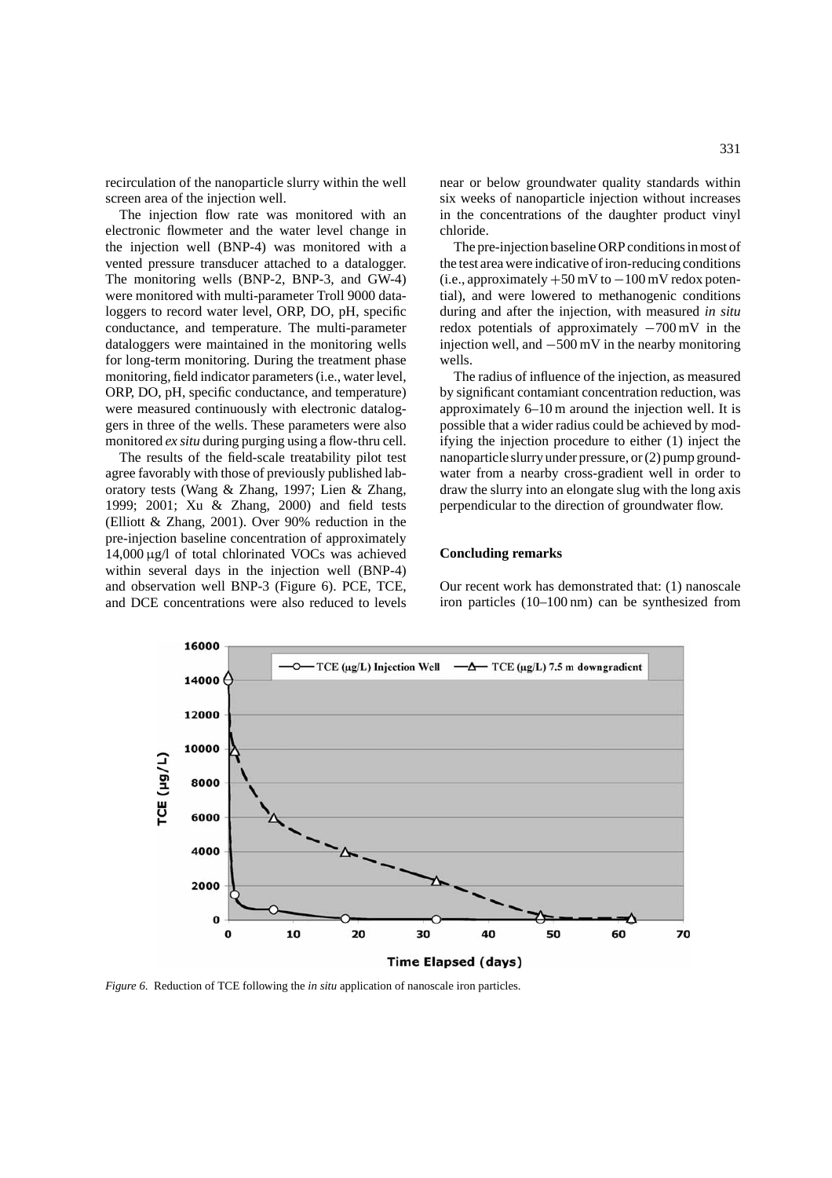recirculation of the nanoparticle slurry within the well screen area of the injection well.

The injection flow rate was monitored with an electronic flowmeter and the water level change in the injection well (BNP-4) was monitored with a vented pressure transducer attached to a datalogger. The monitoring wells (BNP-2, BNP-3, and GW-4) were monitored with multi-parameter Troll 9000 dataloggers to record water level, ORP, DO, pH, specific conductance, and temperature. The multi-parameter dataloggers were maintained in the monitoring wells for long-term monitoring. During the treatment phase monitoring, field indicator parameters (i.e., water level, ORP, DO, pH, specific conductance, and temperature) were measured continuously with electronic dataloggers in three of the wells. These parameters were also monitored *ex situ* during purging using a flow-thru cell.

The results of the field-scale treatability pilot test agree favorably with those of previously published laboratory tests (Wang & Zhang, 1997; Lien & Zhang, 1999; 2001; Xu & Zhang, 2000) and field tests (Elliott & Zhang, 2001). Over 90% reduction in the pre-injection baseline concentration of approximately 14,000 μg/l of total chlorinated VOCs was achieved within several days in the injection well (BNP-4) and observation well BNP-3 (Figure 6). PCE, TCE, and DCE concentrations were also reduced to levels near or below groundwater quality standards within six weeks of nanoparticle injection without increases in the concentrations of the daughter product vinyl chloride.

The pre-injection baseline ORP conditions in most of the test area were indicative of iron-reducing conditions (i.e., approximately +50 mV to −100 mV redox potential), and were lowered to methanogenic conditions during and after the injection, with measured *in situ* redox potentials of approximately −700 mV in the injection well, and −500 mV in the nearby monitoring wells.

The radius of influence of the injection, as measured by significant contamiant concentration reduction, was approximately 6–10 m around the injection well. It is possible that a wider radius could be achieved by modifying the injection procedure to either (1) inject the nanoparticle slurry under pressure, or (2) pump groundwater from a nearby cross-gradient well in order to draw the slurry into an elongate slug with the long axis perpendicular to the direction of groundwater flow.

### Concluding remarks

Our recent work has demonstrated that: (1) nanoscale iron particles (10–100 nm) can be synthesized from

*Figure 6.* Reduction of TCE following the *in situ* application of nanoscale iron particles.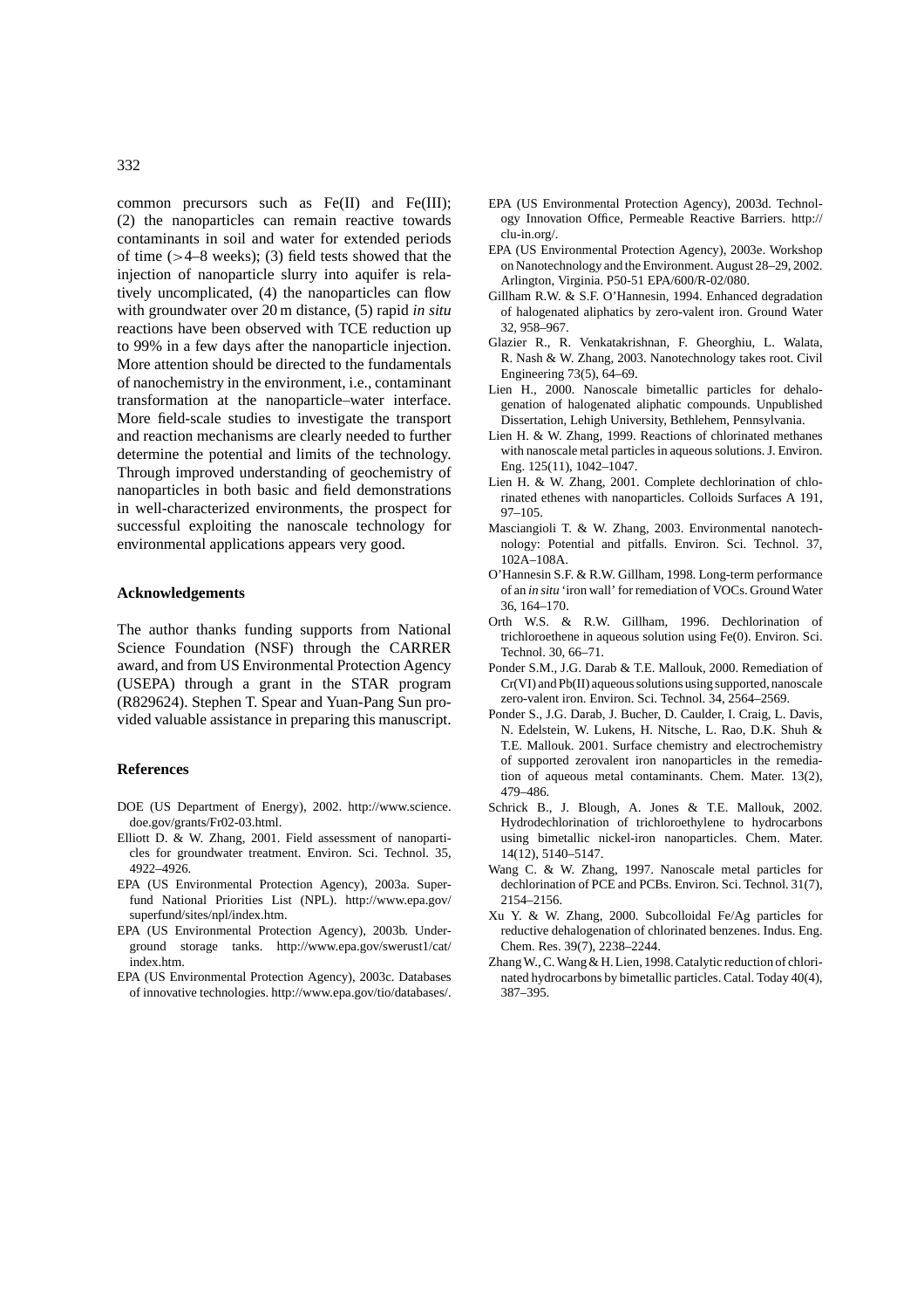common precursors such as Fe(II) and Fe(III); (2) the nanoparticles can remain reactive towards contaminants in soil and water for extended periods of time (>4–8 weeks); (3) field tests showed that the injection of nanoparticle slurry into aquifer is relatively uncomplicated, (4) the nanoparticles can flow with groundwater over 20 m distance, (5) rapid *in situ* reactions have been observed with TCE reduction up to 99% in a few days after the nanoparticle injection. More attention should be directed to the fundamentals of nanochemistry in the environment, i.e., contaminant transformation at the nanoparticle–water interface. More field-scale studies to investigate the transport and reaction mechanisms are clearly needed to further determine the potential and limits of the technology. Through improved understanding of geochemistry of nanoparticles in both basic and field demonstrations in well-characterized environments, the prospect for successful exploiting the nanoscale technology for environmental applications appears very good.

## Acknowledgements

The author thanks funding supports from National Science Foundation (NSF) through the CARRER award, and from US Environmental Protection Agency (USEPA) through a grant in the STAR program (R829624). Stephen T. Spear and Yuan-Pang Sun provided valuable assistance in preparing this manuscript.

## References

DOE (US Department of Energy), 2002. http://www.science.doe.gov/grants/Fr02-03.html.

Elliott D. & W. Zhang, 2001. Field assessment of nanoparticles for groundwater treatment. Environ. Sci. Technol. 35, 4922–4926.

EPA (US Environmental Protection Agency), 2003a. Superfund National Priorities List (NPL). http://www.epa.gov/superfund/sites/npl/index.htm.

EPA (US Environmental Protection Agency), 2003b. Underground storage tanks. http://www.epa.gov/swerust1/cat/index.htm.

EPA (US Environmental Protection Agency), 2003c. Databases of innovative technologies. http://www.epa.gov/tio/databases/.

EPA (US Environmental Protection Agency), 2003d. Technology Innovation Office, Permeable Reactive Barriers. http://clu-in.org/.

EPA (US Environmental Protection Agency), 2003e. Workshop on Nanotechnology and the Environment. August 28–29, 2002. Arlington, Virginia. P50-51 EPA/600/R-02/080.

Gillham R.W. & S.F. O'Hannesin, 1994. Enhanced degradation of halogenated aliphatics by zero-valent iron. Ground Water 32, 958–967.

Glazier R., R. Venkatakrishnan, F. Gheorghiu, L. Walata, R. Nash & W. Zhang, 2003. Nanotechnology takes root. Civil Engineering 73(5), 64–69.

Lien H., 2000. Nanoscale bimetallic particles for dehalogenation of halogenated aliphatic compounds. Unpublished Dissertation, Lehigh University, Bethlehem, Pennsylvania.

Lien H. & W. Zhang, 1999. Reactions of chlorinated methanes with nanoscale metal particles in aqueous solutions. J. Environ. Eng. 125(11), 1042–1047.

Lien H. & W. Zhang, 2001. Complete dechlorination of chlorinated ethenes with nanoparticles. Colloids Surfaces A 191, 97–105.

Masciangioli T. & W. Zhang, 2003. Environmental nanotechnology: Potential and pitfalls. Environ. Sci. Technol. 37, 102A–108A.

O'Hannesin S.F. & R.W. Gillham, 1998. Long-term performance of an *in situ* 'iron wall' for remediation of VOCs. Ground Water 36, 164–170.

Orth W.S. & R.W. Gillham, 1996. Dechlorination of trichloroethene in aqueous solution using Fe(0). Environ. Sci. Technol. 30, 66–71.

Ponder S.M., J.G. Darab & T.E. Mallouk, 2000. Remediation of Cr(VI) and Pb(II) aqueous solutions using supported, nanoscale zero-valent iron. Environ. Sci. Technol. 34, 2564–2569.

Ponder S., J.G. Darab, J. Bucher, D. Caulder, I. Craig, L. Davis, N. Edelstein, W. Lukens, H. Nitsche, L. Rao, D.K. Shuh & T.E. Mallouk. 2001. Surface chemistry and electrochemistry of supported zerovalent iron nanoparticles in the remediation of aqueous metal contaminants. Chem. Mater. 13(2), 479–486.

Schrick B., J. Blough, A. Jones & T.E. Mallouk, 2002. Hydrodechlorination of trichloroethylene to hydrocarbons using bimetallic nickel-iron nanoparticles. Chem. Mater. 14(12), 5140–5147.

Wang C. & W. Zhang, 1997. Nanoscale metal particles for dechlorination of PCE and PCBs. Environ. Sci. Technol. 31(7), 2154–2156.

Xu Y. & W. Zhang, 2000. Subcolloidal Fe/Ag particles for reductive dehalogenation of chlorinated benzenes. Indus. Eng. Chem. Res. 39(7), 2238–2244.

Zhang W., C. Wang & H. Lien, 1998. Catalytic reduction of chlorinated hydrocarbons by bimetallic particles. Catal. Today 40(4), 387–395.